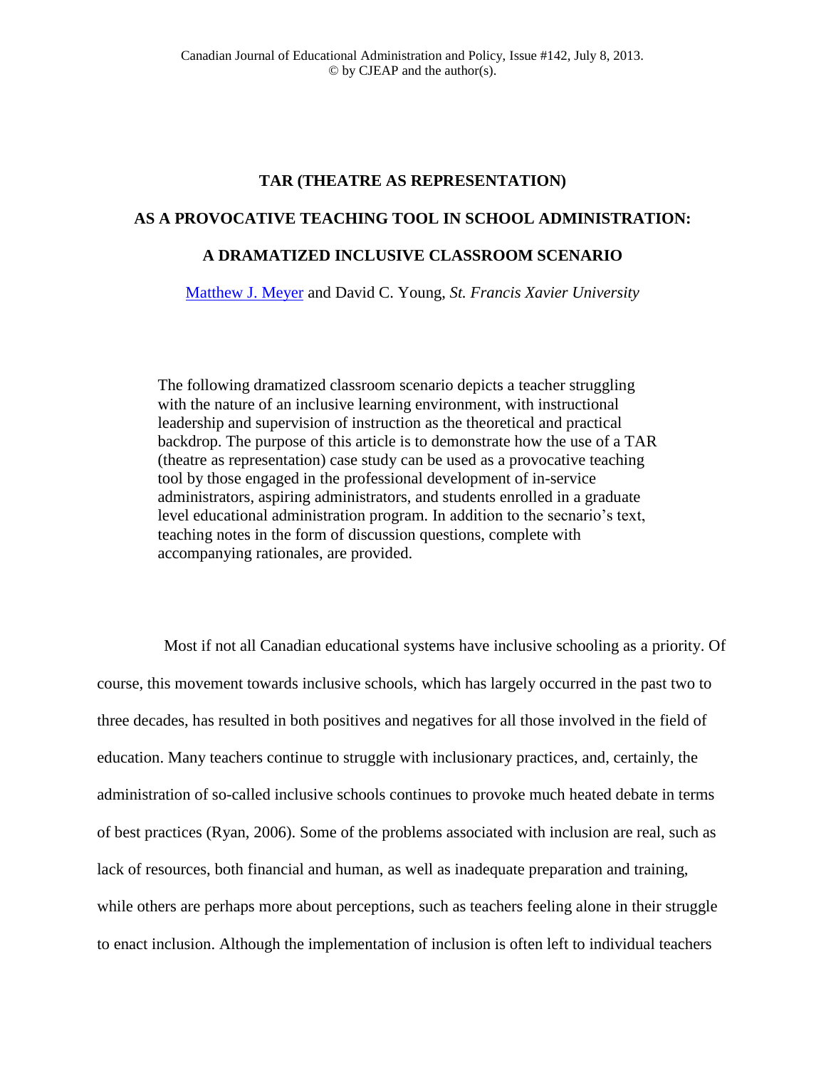Canadian Journal of Educational Administration and Policy, Issue #142, July 8, 2013.
© by CJEAP and the author(s).

# TAR (THEATRE AS REPRESENTATION) AS A PROVOCATIVE TEACHING TOOL IN SCHOOL ADMINISTRATION: A DRAMATIZED INCLUSIVE CLASSROOM SCENARIO

[Matthew J. Meyer](#) and David C. Young, *St. Francis Xavier University*

> The following dramatized classroom scenario depicts a teacher struggling with the nature of an inclusive learning environment, with instructional leadership and supervision of instruction as the theoretical and practical backdrop. The purpose of this article is to demonstrate how the use of a TAR (theatre as representation) case study can be used as a provocative teaching tool by those engaged in the professional development of in-service administrators, aspiring administrators, and students enrolled in a graduate level educational administration program. In addition to the secnario's text, teaching notes in the form of discussion questions, complete with accompanying rationales, are provided.

Most if not all Canadian educational systems have inclusive schooling as a priority. Of course, this movement towards inclusive schools, which has largely occurred in the past two to three decades, has resulted in both positives and negatives for all those involved in the field of education. Many teachers continue to struggle with inclusionary practices, and, certainly, the administration of so-called inclusive schools continues to provoke much heated debate in terms of best practices (Ryan, 2006). Some of the problems associated with inclusion are real, such as lack of resources, both financial and human, as well as inadequate preparation and training, while others are perhaps more about perceptions, such as teachers feeling alone in their struggle to enact inclusion. Although the implementation of inclusion is often left to individual teachers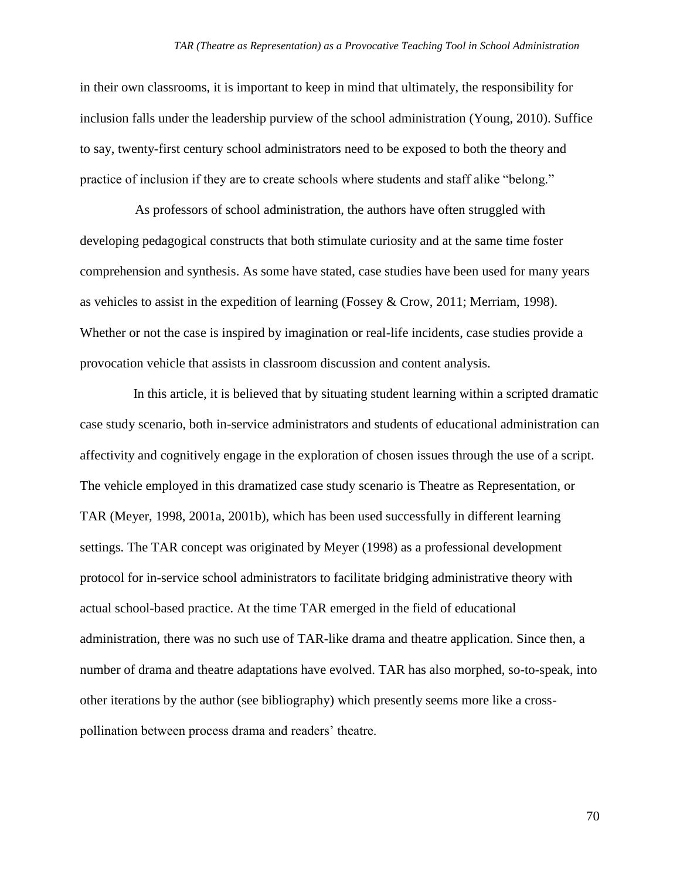in their own classrooms, it is important to keep in mind that ultimately, the responsibility for inclusion falls under the leadership purview of the school administration (Young, 2010). Suffice to say, twenty-first century school administrators need to be exposed to both the theory and practice of inclusion if they are to create schools where students and staff alike "belong."

As professors of school administration, the authors have often struggled with developing pedagogical constructs that both stimulate curiosity and at the same time foster comprehension and synthesis. As some have stated, case studies have been used for many years as vehicles to assist in the expedition of learning (Fossey & Crow, 2011; Merriam, 1998). Whether or not the case is inspired by imagination or real-life incidents, case studies provide a provocation vehicle that assists in classroom discussion and content analysis.

In this article, it is believed that by situating student learning within a scripted dramatic case study scenario, both in-service administrators and students of educational administration can affectivity and cognitively engage in the exploration of chosen issues through the use of a script. The vehicle employed in this dramatized case study scenario is Theatre as Representation, or TAR (Meyer, 1998, 2001a, 2001b), which has been used successfully in different learning settings. The TAR concept was originated by Meyer (1998) as a professional development protocol for in-service school administrators to facilitate bridging administrative theory with actual school-based practice. At the time TAR emerged in the field of educational administration, there was no such use of TAR-like drama and theatre application. Since then, a number of drama and theatre adaptations have evolved. TAR has also morphed, so-to-speak, into other iterations by the author (see bibliography) which presently seems more like a cross-pollination between process drama and readers' theatre.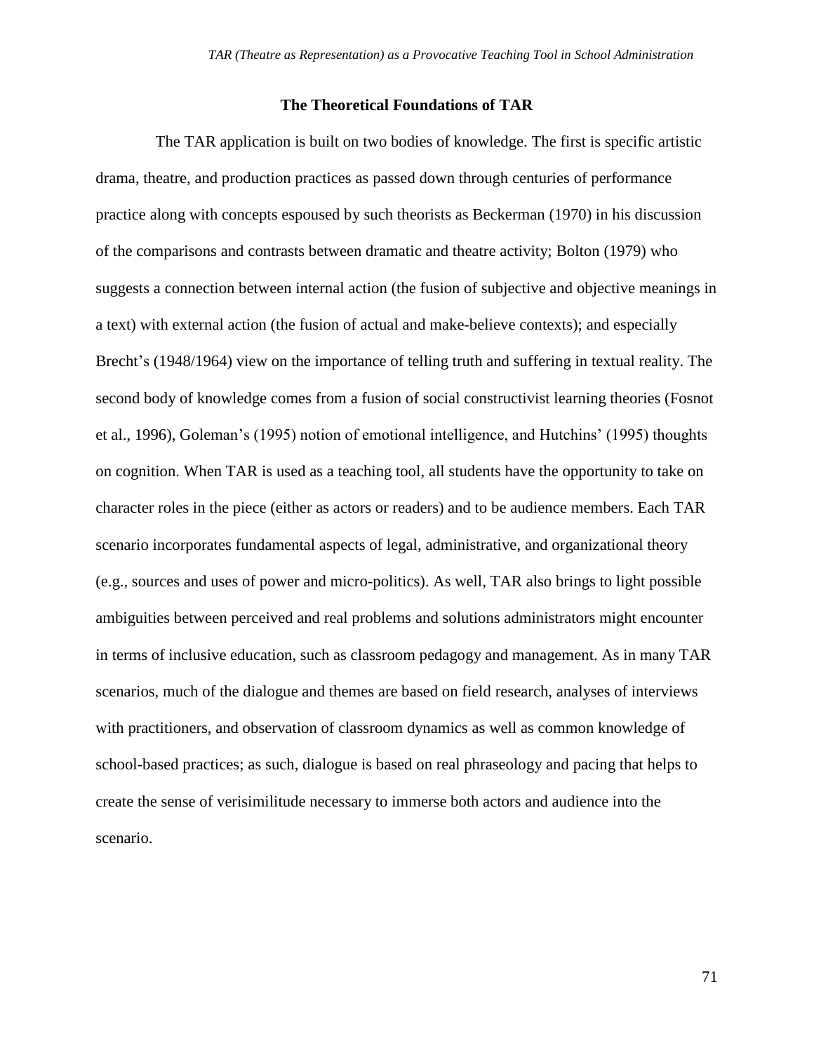## The Theoretical Foundations of TAR

The TAR application is built on two bodies of knowledge. The first is specific artistic drama, theatre, and production practices as passed down through centuries of performance practice along with concepts espoused by such theorists as Beckerman (1970) in his discussion of the comparisons and contrasts between dramatic and theatre activity; Bolton (1979) who suggests a connection between internal action (the fusion of subjective and objective meanings in a text) with external action (the fusion of actual and make-believe contexts); and especially Brecht's (1948/1964) view on the importance of telling truth and suffering in textual reality. The second body of knowledge comes from a fusion of social constructivist learning theories (Fosnot et al., 1996), Goleman's (1995) notion of emotional intelligence, and Hutchins' (1995) thoughts on cognition. When TAR is used as a teaching tool, all students have the opportunity to take on character roles in the piece (either as actors or readers) and to be audience members. Each TAR scenario incorporates fundamental aspects of legal, administrative, and organizational theory (e.g., sources and uses of power and micro-politics). As well, TAR also brings to light possible ambiguities between perceived and real problems and solutions administrators might encounter in terms of inclusive education, such as classroom pedagogy and management. As in many TAR scenarios, much of the dialogue and themes are based on field research, analyses of interviews with practitioners, and observation of classroom dynamics as well as common knowledge of school-based practices; as such, dialogue is based on real phraseology and pacing that helps to create the sense of verisimilitude necessary to immerse both actors and audience into the scenario.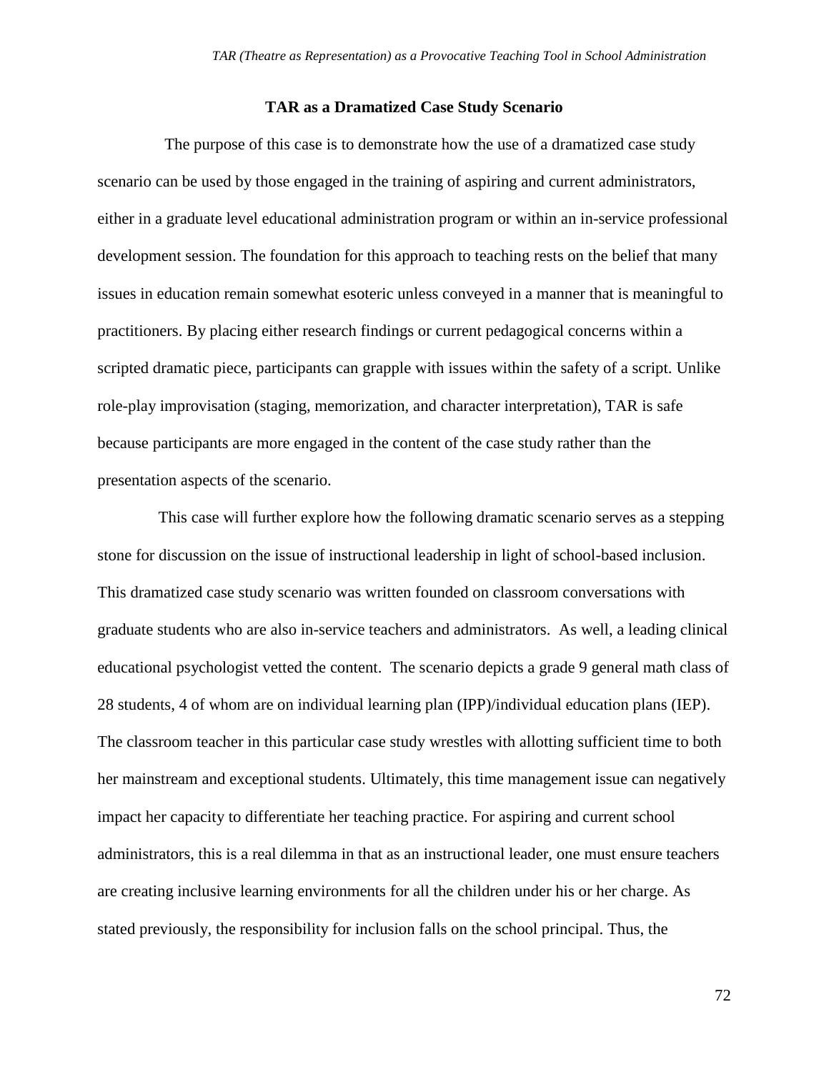**TAR as a Dramatized Case Study Scenario**

The purpose of this case is to demonstrate how the use of a dramatized case study scenario can be used by those engaged in the training of aspiring and current administrators, either in a graduate level educational administration program or within an in-service professional development session. The foundation for this approach to teaching rests on the belief that many issues in education remain somewhat esoteric unless conveyed in a manner that is meaningful to practitioners. By placing either research findings or current pedagogical concerns within a scripted dramatic piece, participants can grapple with issues within the safety of a script. Unlike role-play improvisation (staging, memorization, and character interpretation), TAR is safe because participants are more engaged in the content of the case study rather than the presentation aspects of the scenario.

This case will further explore how the following dramatic scenario serves as a stepping stone for discussion on the issue of instructional leadership in light of school-based inclusion. This dramatized case study scenario was written founded on classroom conversations with graduate students who are also in-service teachers and administrators. As well, a leading clinical educational psychologist vetted the content. The scenario depicts a grade 9 general math class of 28 students, 4 of whom are on individual learning plan (IPP)/individual education plans (IEP). The classroom teacher in this particular case study wrestles with allotting sufficient time to both her mainstream and exceptional students. Ultimately, this time management issue can negatively impact her capacity to differentiate her teaching practice. For aspiring and current school administrators, this is a real dilemma in that as an instructional leader, one must ensure teachers are creating inclusive learning environments for all the children under his or her charge. As stated previously, the responsibility for inclusion falls on the school principal. Thus, the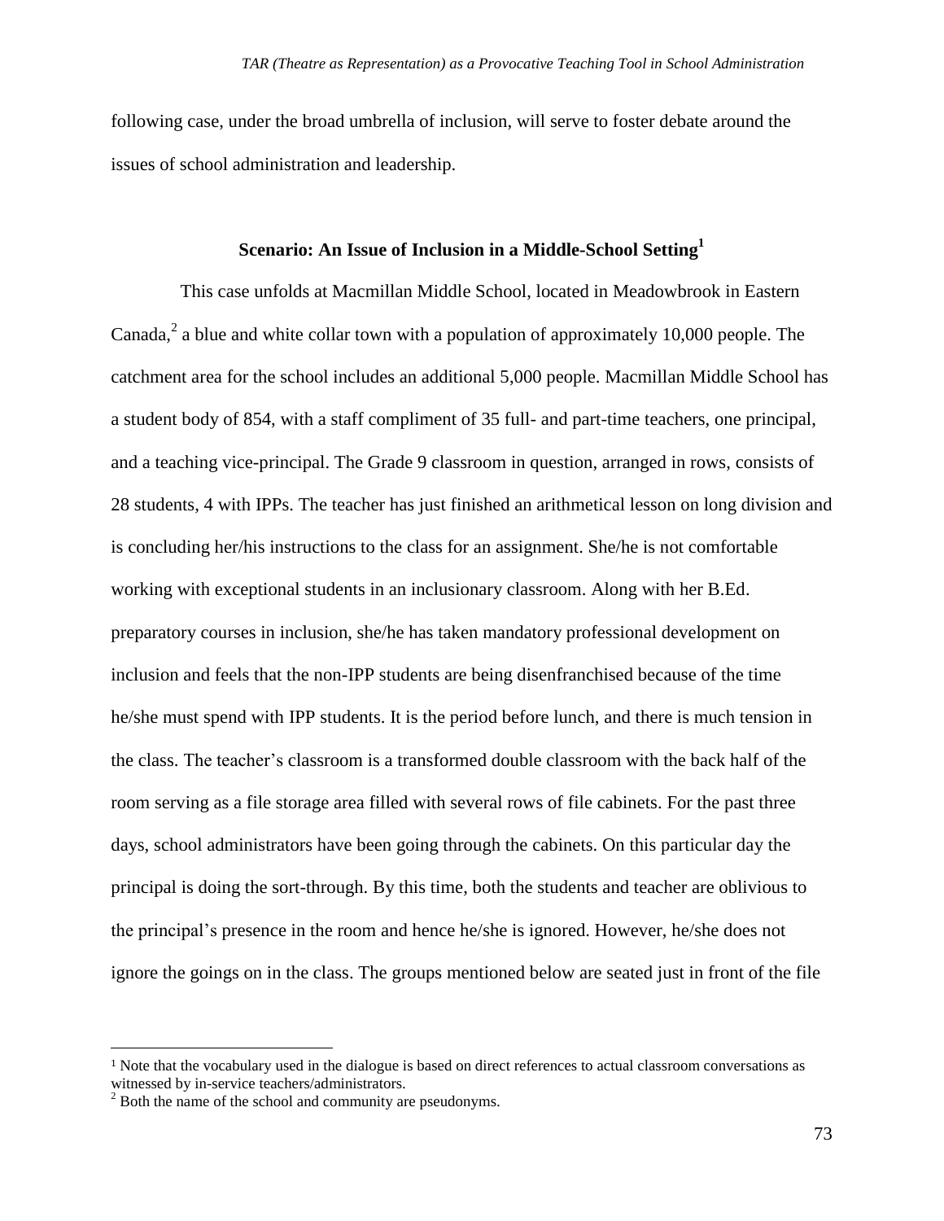following case, under the broad umbrella of inclusion, will serve to foster debate around the issues of school administration and leadership.

## Scenario: An Issue of Inclusion in a Middle-School Setting[1]

This case unfolds at Macmillan Middle School, located in Meadowbrook in Eastern Canada,[2] a blue and white collar town with a population of approximately 10,000 people. The catchment area for the school includes an additional 5,000 people. Macmillan Middle School has a student body of 854, with a staff compliment of 35 full- and part-time teachers, one principal, and a teaching vice-principal. The Grade 9 classroom in question, arranged in rows, consists of 28 students, 4 with IPPs. The teacher has just finished an arithmetical lesson on long division and is concluding her/his instructions to the class for an assignment. She/he is not comfortable working with exceptional students in an inclusionary classroom. Along with her B.Ed. preparatory courses in inclusion, she/he has taken mandatory professional development on inclusion and feels that the non-IPP students are being disenfranchised because of the time he/she must spend with IPP students. It is the period before lunch, and there is much tension in the class. The teacher's classroom is a transformed double classroom with the back half of the room serving as a file storage area filled with several rows of file cabinets. For the past three days, school administrators have been going through the cabinets. On this particular day the principal is doing the sort-through. By this time, both the students and teacher are oblivious to the principal's presence in the room and hence he/she is ignored. However, he/she does not ignore the goings on in the class. The groups mentioned below are seated just in front of the file

---

[1] Note that the vocabulary used in the dialogue is based on direct references to actual classroom conversations as witnessed by in-service teachers/administrators.

[2] Both the name of the school and community are pseudonyms.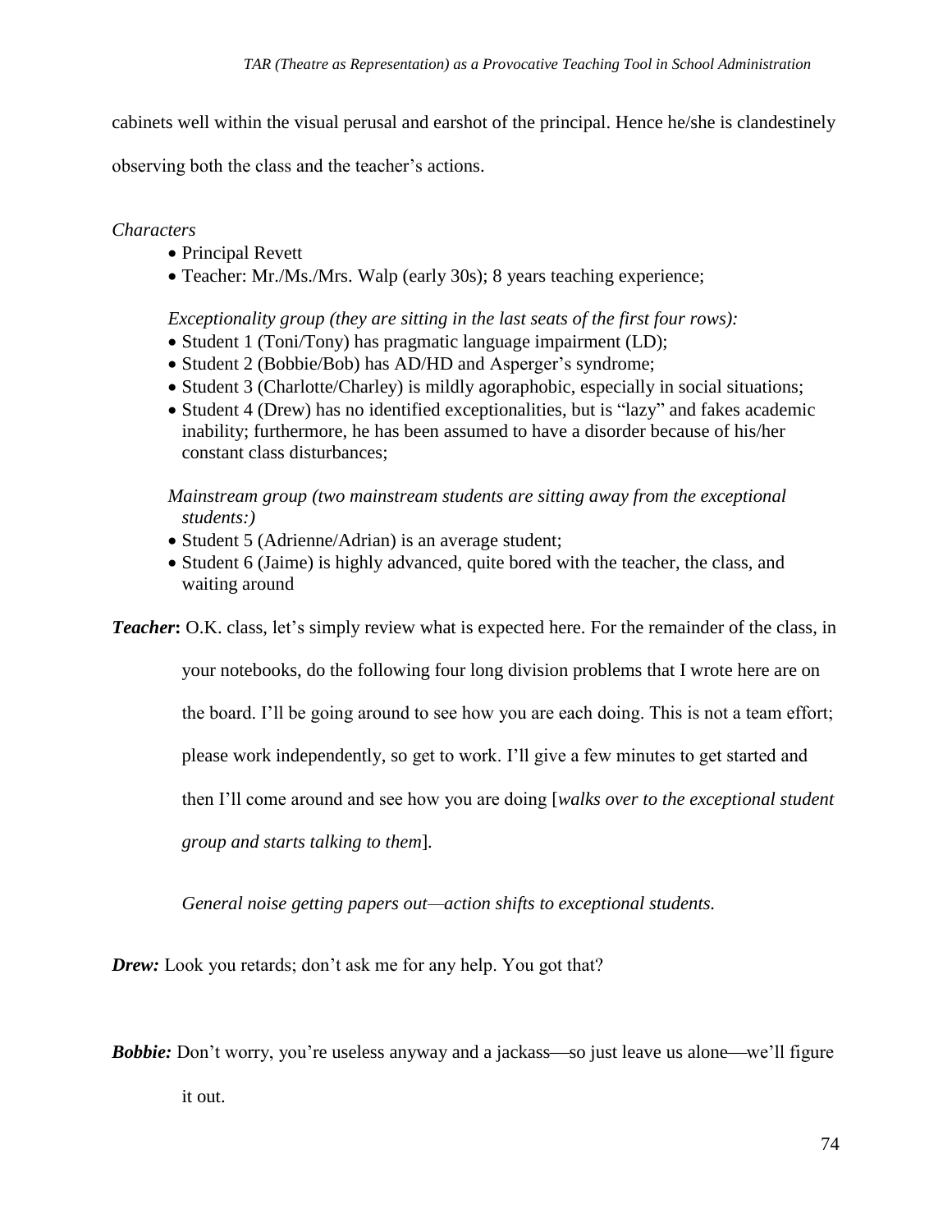cabinets well within the visual perusal and earshot of the principal. Hence he/she is clandestinely observing both the class and the teacher's actions.

*Characters*

- Principal Revett
- Teacher: Mr./Ms./Mrs. Walp (early 30s); 8 years teaching experience;

*Exceptionality group (they are sitting in the last seats of the first four rows):*

- Student 1 (Toni/Tony) has pragmatic language impairment (LD);
- Student 2 (Bobbie/Bob) has AD/HD and Asperger's syndrome;
- Student 3 (Charlotte/Charley) is mildly agoraphobic, especially in social situations;
- Student 4 (Drew) has no identified exceptionalities, but is "lazy" and fakes academic inability; furthermore, he has been assumed to have a disorder because of his/her constant class disturbances;

*Mainstream group (two mainstream students are sitting away from the exceptional students:)*

- Student 5 (Adrienne/Adrian) is an average student;
- Student 6 (Jaime) is highly advanced, quite bored with the teacher, the class, and waiting around

***Teacher*:** O.K. class, let's simply review what is expected here. For the remainder of the class, in your notebooks, do the following four long division problems that I wrote here are on the board. I'll be going around to see how you are each doing. This is not a team effort; please work independently, so get to work. I'll give a few minutes to get started and then I'll come around and see how you are doing [*walks over to the exceptional student group and starts talking to them*].

*General noise getting papers out—action shifts to exceptional students.*

***Drew:*** Look you retards; don't ask me for any help. You got that?

***Bobbie:*** Don't worry, you're useless anyway and a jackass—so just leave us alone—we'll figure it out.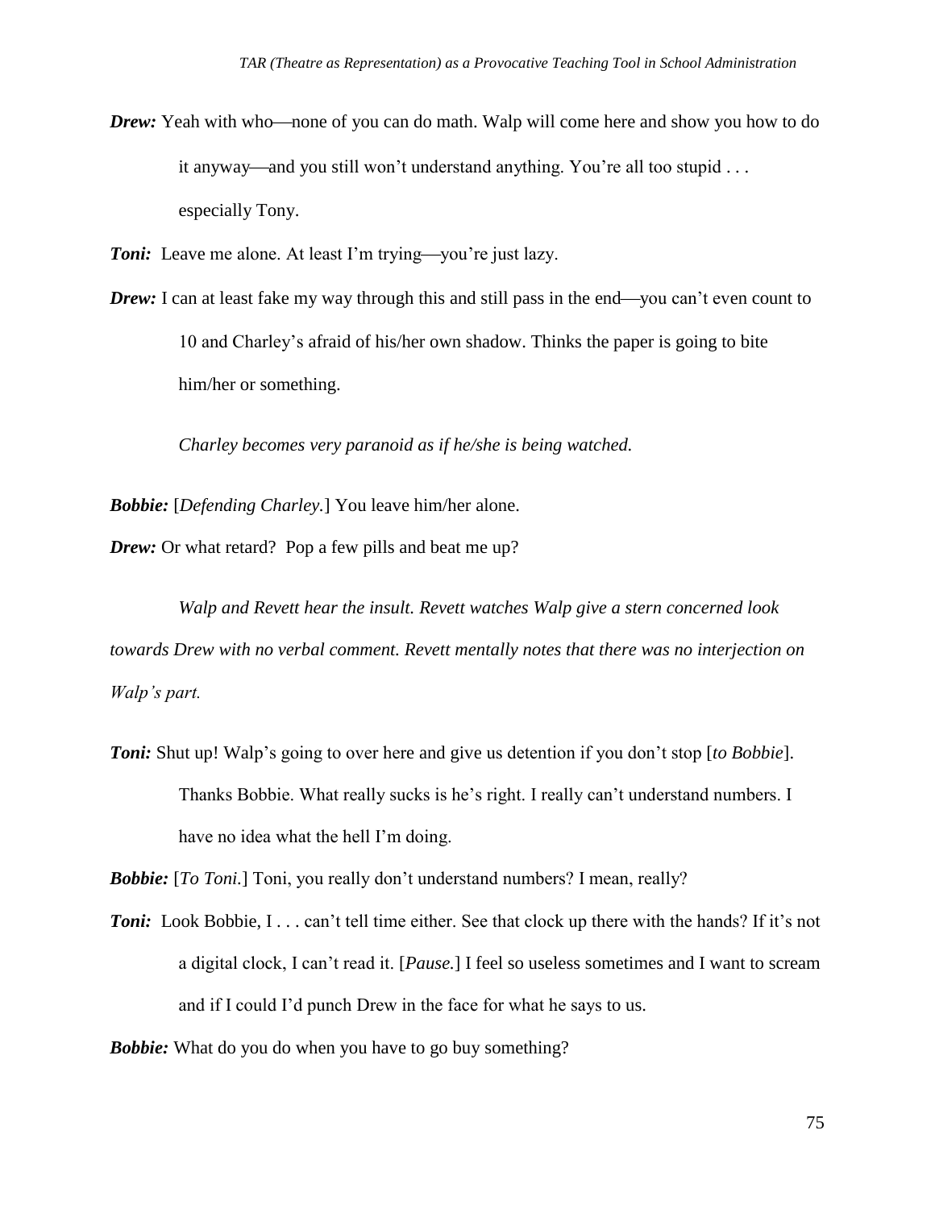***Drew:*** Yeah with who—none of you can do math. Walp will come here and show you how to do it anyway—and you still won't understand anything. You're all too stupid . . . especially Tony.

***Toni:*** Leave me alone. At least I'm trying—you're just lazy.

***Drew:*** I can at least fake my way through this and still pass in the end—you can't even count to 10 and Charley's afraid of his/her own shadow. Thinks the paper is going to bite him/her or something.

*Charley becomes very paranoid as if he/she is being watched.*

***Bobbie:*** [*Defending Charley.*] You leave him/her alone.

***Drew:*** Or what retard? Pop a few pills and beat me up?

*Walp and Revett hear the insult. Revett watches Walp give a stern concerned look towards Drew with no verbal comment. Revett mentally notes that there was no interjection on Walp's part.*

***Toni:*** Shut up! Walp's going to over here and give us detention if you don't stop [*to Bobbie*]. Thanks Bobbie. What really sucks is he's right. I really can't understand numbers. I have no idea what the hell I'm doing.

***Bobbie:*** [*To Toni.*] Toni, you really don't understand numbers? I mean, really?

***Toni:*** Look Bobbie, I . . . can't tell time either. See that clock up there with the hands? If it's not a digital clock, I can't read it. [*Pause.*] I feel so useless sometimes and I want to scream and if I could I'd punch Drew in the face for what he says to us.

***Bobbie:*** What do you do when you have to go buy something?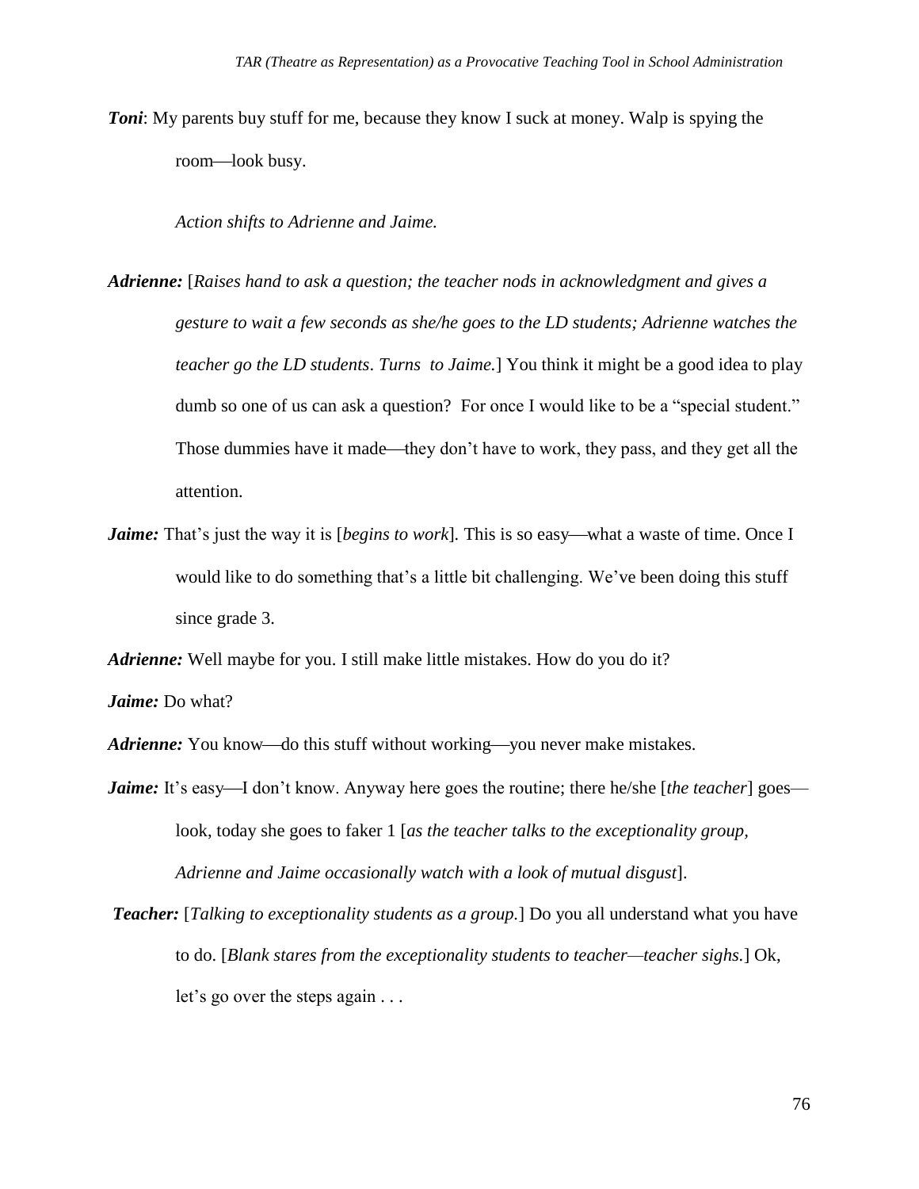***Toni***: My parents buy stuff for me, because they know I suck at money. Walp is spying the room—look busy.

*Action shifts to Adrienne and Jaime.*

***Adrienne:*** [*Raises hand to ask a question; the teacher nods in acknowledgment and gives a gesture to wait a few seconds as she/he goes to the LD students; Adrienne watches the teacher go the LD students*. *Turns to Jaime.*] You think it might be a good idea to play dumb so one of us can ask a question? For once I would like to be a "special student." Those dummies have it made—they don't have to work, they pass, and they get all the attention.

***Jaime:*** That's just the way it is [*begins to work*]*.* This is so easy—what a waste of time. Once I would like to do something that's a little bit challenging. We've been doing this stuff since grade 3.

***Adrienne:*** Well maybe for you. I still make little mistakes. How do you do it?

***Jaime:*** Do what?

***Adrienne:*** You know—do this stuff without working—you never make mistakes.

***Jaime:*** It's easy—I don't know. Anyway here goes the routine; there he/she [*the teacher*] goes—look, today she goes to faker 1 [*as the teacher talks to the exceptionality group, Adrienne and Jaime occasionally watch with a look of mutual disgust*].

***Teacher:*** [*Talking to exceptionality students as a group.*] Do you all understand what you have to do. [*Blank stares from the exceptionality students to teacher—teacher sighs.*] Ok, let's go over the steps again . . .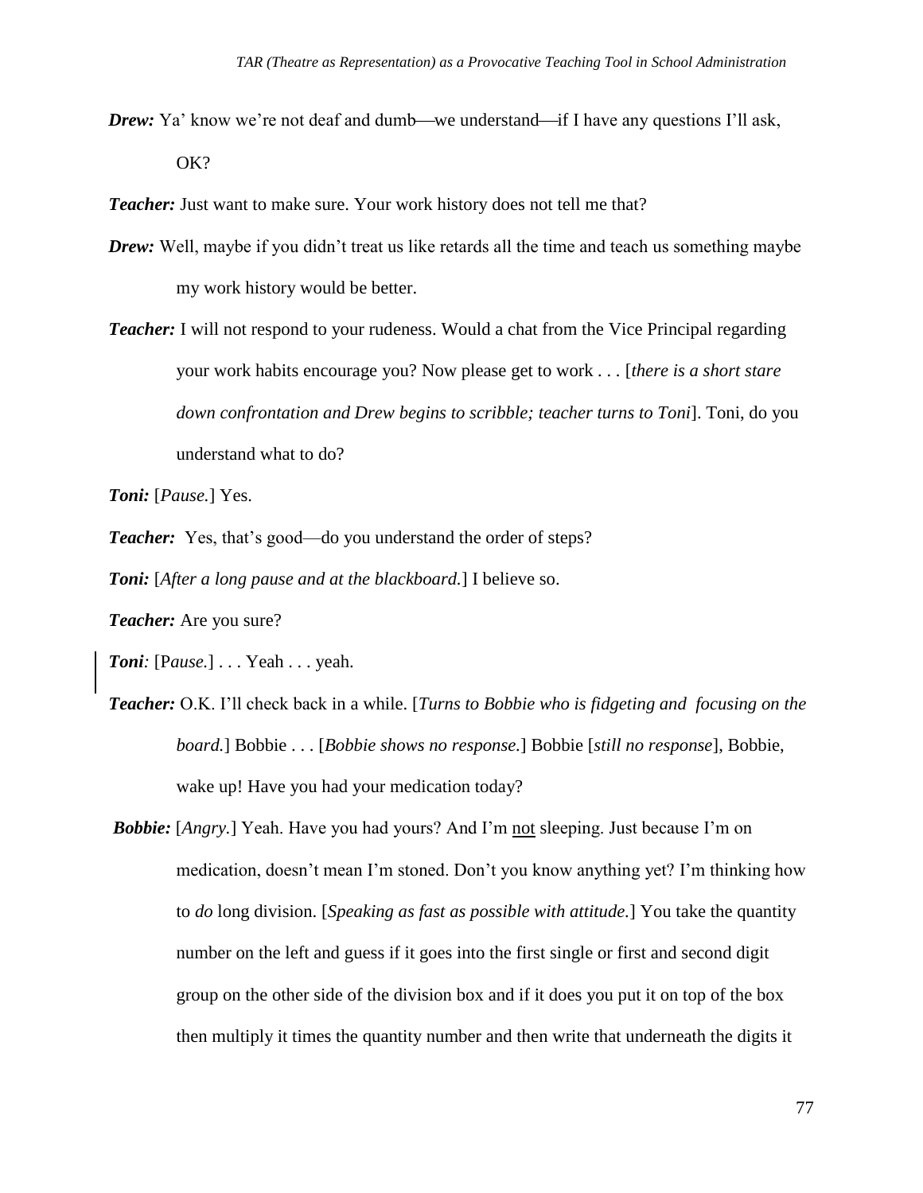***Drew:*** Ya' know we're not deaf and dumb—we understand—if I have any questions I'll ask, OK?

***Teacher:*** Just want to make sure. Your work history does not tell me that?

***Drew:*** Well, maybe if you didn't treat us like retards all the time and teach us something maybe my work history would be better.

***Teacher:*** I will not respond to your rudeness. Would a chat from the Vice Principal regarding your work habits encourage you? Now please get to work . . . [*there is a short stare down confrontation and Drew begins to scribble; teacher turns to Toni*]. Toni, do you understand what to do?

***Toni:*** [*Pause.*] Yes.

***Teacher:*** Yes, that's good—do you understand the order of steps?

***Toni:*** [*After a long pause and at the blackboard.*] I believe so.

***Teacher:*** Are you sure?

***Toni:*** [P*ause.*] . . . Yeah . . . yeah.

***Teacher:*** O.K. I'll check back in a while. [*Turns to Bobbie who is fidgeting and focusing on the board.*] Bobbie . . . [*Bobbie shows no response.*] Bobbie [*still no response*], Bobbie, wake up! Have you had your medication today?

***Bobbie:*** [*Angry.*] Yeah. Have you had yours? And I'm <u>not</u> sleeping. Just because I'm on medication, doesn't mean I'm stoned. Don't you know anything yet? I'm thinking how to *do* long division. [*Speaking as fast as possible with attitude.*] You take the quantity number on the left and guess if it goes into the first single or first and second digit group on the other side of the division box and if it does you put it on top of the box then multiply it times the quantity number and then write that underneath the digits it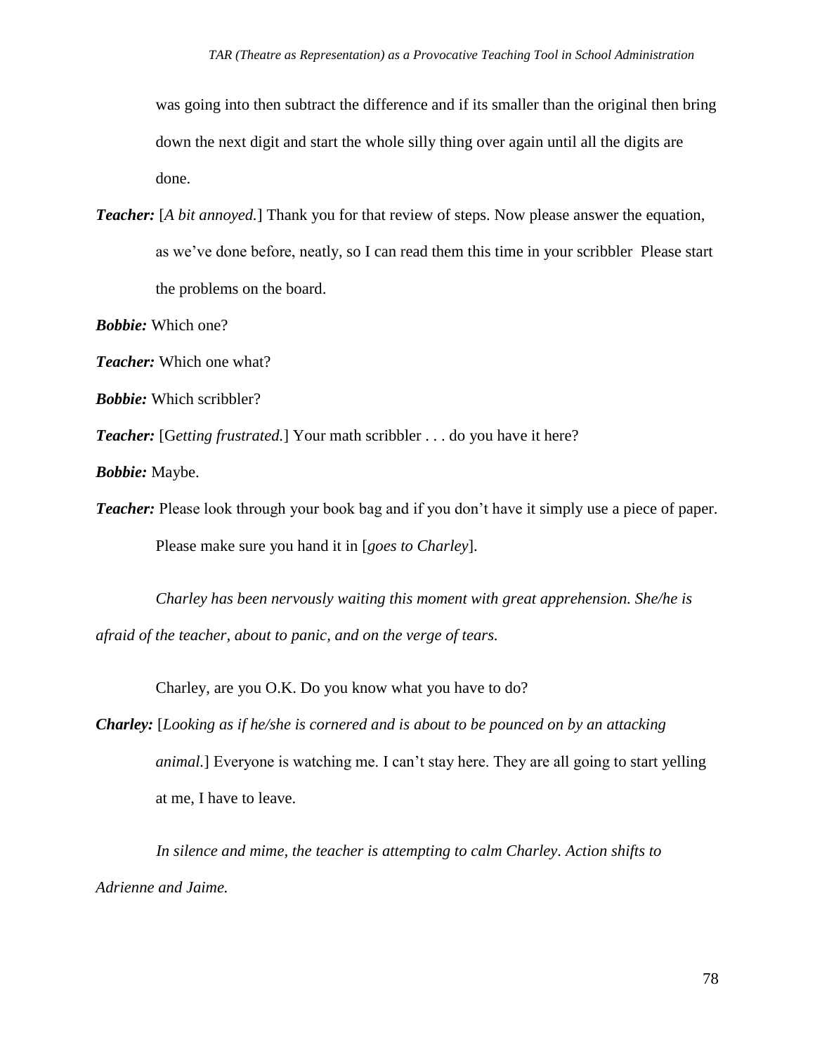was going into then subtract the difference and if its smaller than the original then bring down the next digit and start the whole silly thing over again until all the digits are done.

***Teacher:*** [*A bit annoyed.*] Thank you for that review of steps. Now please answer the equation, as we've done before, neatly, so I can read them this time in your scribbler Please start the problems on the board.

***Bobbie:*** Which one?

***Teacher:*** Which one what?

***Bobbie:*** Which scribbler?

***Teacher:*** [G*etting frustrated.*] Your math scribbler . . . do you have it here?

***Bobbie:*** Maybe.

***Teacher:*** Please look through your book bag and if you don't have it simply use a piece of paper. Please make sure you hand it in [*goes to Charley*].

*Charley has been nervously waiting this moment with great apprehension. She/he is afraid of the teacher, about to panic, and on the verge of tears.*

Charley, are you O.K. Do you know what you have to do?

***Charley:*** [*Looking as if he/she is cornered and is about to be pounced on by an attacking animal.*] Everyone is watching me. I can't stay here. They are all going to start yelling at me, I have to leave.

*In silence and mime, the teacher is attempting to calm Charley. Action shifts to Adrienne and Jaime.*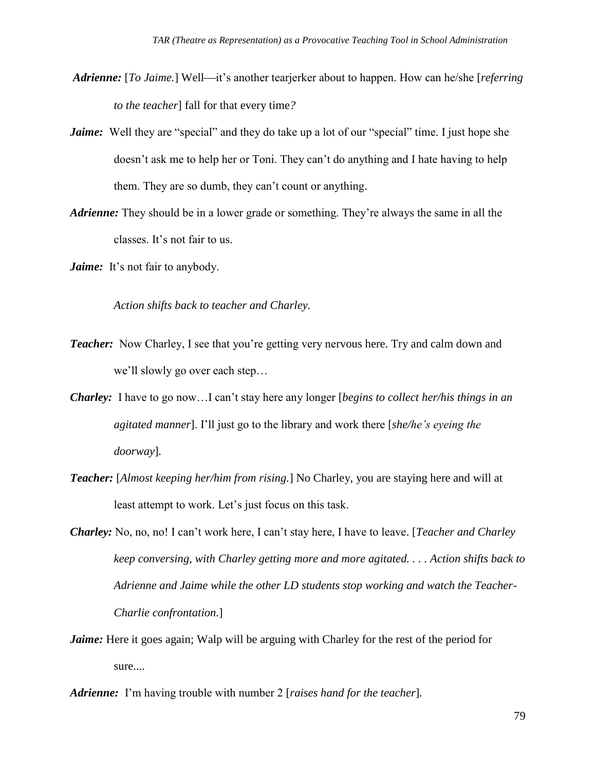***Adrienne:*** [*To Jaime.*] Well—it's another tearjerker about to happen. How can he/she [*referring to the teacher*] fall for that every time*?*

***Jaime:*** Well they are "special" and they do take up a lot of our "special" time. I just hope she doesn't ask me to help her or Toni. They can't do anything and I hate having to help them. They are so dumb, they can't count or anything.

***Adrienne:*** They should be in a lower grade or something. They're always the same in all the classes. It's not fair to us.

***Jaime:*** It's not fair to anybody.

*Action shifts back to teacher and Charley.*

***Teacher:*** Now Charley, I see that you're getting very nervous here. Try and calm down and we'll slowly go over each step…

***Charley:*** I have to go now…I can't stay here any longer [*begins to collect her/his things in an agitated manner*]. I'll just go to the library and work there [*she/he's eyeing the doorway*]*.*

***Teacher:*** [*Almost keeping her/him from rising.*] No Charley, you are staying here and will at least attempt to work. Let's just focus on this task.

***Charley:*** No, no, no! I can't work here, I can't stay here, I have to leave. [*Teacher and Charley keep conversing, with Charley getting more and more agitated. . . . Action shifts back to Adrienne and Jaime while the other LD students stop working and watch the Teacher-Charlie confrontation.*]

***Jaime:*** Here it goes again; Walp will be arguing with Charley for the rest of the period for sure....

***Adrienne:*** I'm having trouble with number 2 [*raises hand for the teacher*]*.*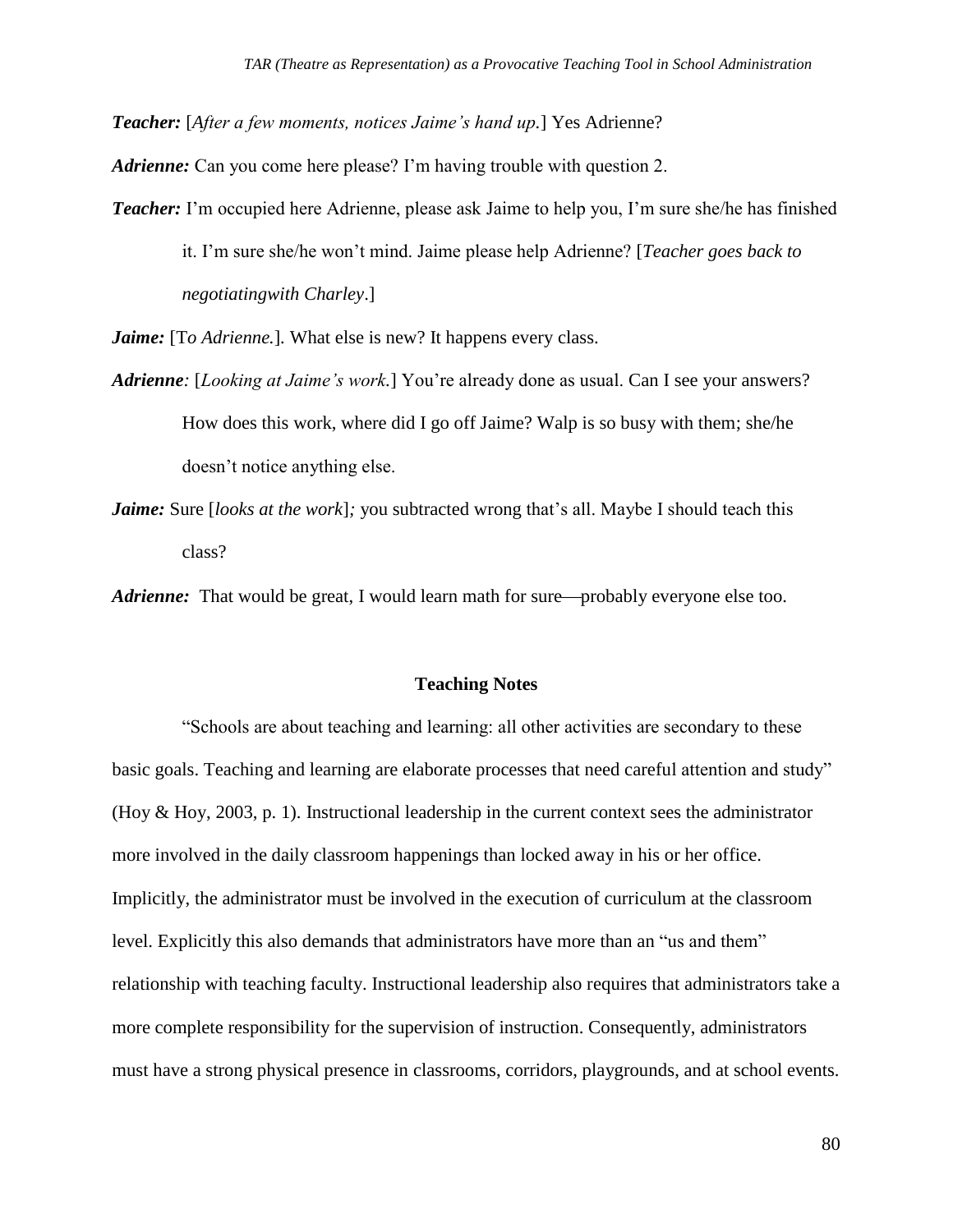***Teacher:*** [*After a few moments, notices Jaime's hand up.*] Yes Adrienne?

***Adrienne:*** Can you come here please? I'm having trouble with question 2.

***Teacher:*** I'm occupied here Adrienne, please ask Jaime to help you, I'm sure she/he has finished it. I'm sure she/he won't mind. Jaime please help Adrienne? [*Teacher goes back to negotiatingwith Charley*.]

***Jaime:*** [T*o Adrienne.*]. What else is new? It happens every class.

***Adrienne***: [*Looking at Jaime's work.*] You're already done as usual. Can I see your answers? How does this work, where did I go off Jaime? Walp is so busy with them; she/he doesn't notice anything else.

***Jaime:*** Sure [*looks at the work*]*;* you subtracted wrong that's all. Maybe I should teach this class?

***Adrienne:*** That would be great, I would learn math for sure—probably everyone else too.

## Teaching Notes

"Schools are about teaching and learning: all other activities are secondary to these basic goals. Teaching and learning are elaborate processes that need careful attention and study" (Hoy & Hoy, 2003, p. 1). Instructional leadership in the current context sees the administrator more involved in the daily classroom happenings than locked away in his or her office. Implicitly, the administrator must be involved in the execution of curriculum at the classroom level. Explicitly this also demands that administrators have more than an "us and them" relationship with teaching faculty. Instructional leadership also requires that administrators take a more complete responsibility for the supervision of instruction. Consequently, administrators must have a strong physical presence in classrooms, corridors, playgrounds, and at school events.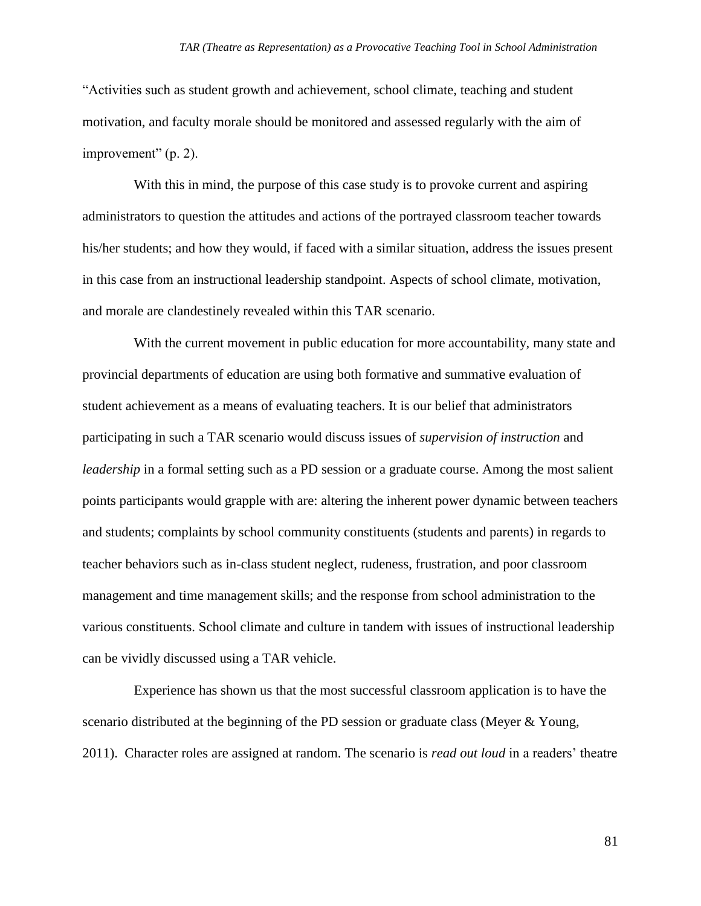"Activities such as student growth and achievement, school climate, teaching and student motivation, and faculty morale should be monitored and assessed regularly with the aim of improvement" (p. 2).

With this in mind, the purpose of this case study is to provoke current and aspiring administrators to question the attitudes and actions of the portrayed classroom teacher towards his/her students; and how they would, if faced with a similar situation, address the issues present in this case from an instructional leadership standpoint. Aspects of school climate, motivation, and morale are clandestinely revealed within this TAR scenario.

With the current movement in public education for more accountability, many state and provincial departments of education are using both formative and summative evaluation of student achievement as a means of evaluating teachers. It is our belief that administrators participating in such a TAR scenario would discuss issues of *supervision of instruction* and *leadership* in a formal setting such as a PD session or a graduate course. Among the most salient points participants would grapple with are: altering the inherent power dynamic between teachers and students; complaints by school community constituents (students and parents) in regards to teacher behaviors such as in-class student neglect, rudeness, frustration, and poor classroom management and time management skills; and the response from school administration to the various constituents. School climate and culture in tandem with issues of instructional leadership can be vividly discussed using a TAR vehicle.

Experience has shown us that the most successful classroom application is to have the scenario distributed at the beginning of the PD session or graduate class (Meyer & Young, 2011). Character roles are assigned at random. The scenario is *read out loud* in a readers' theatre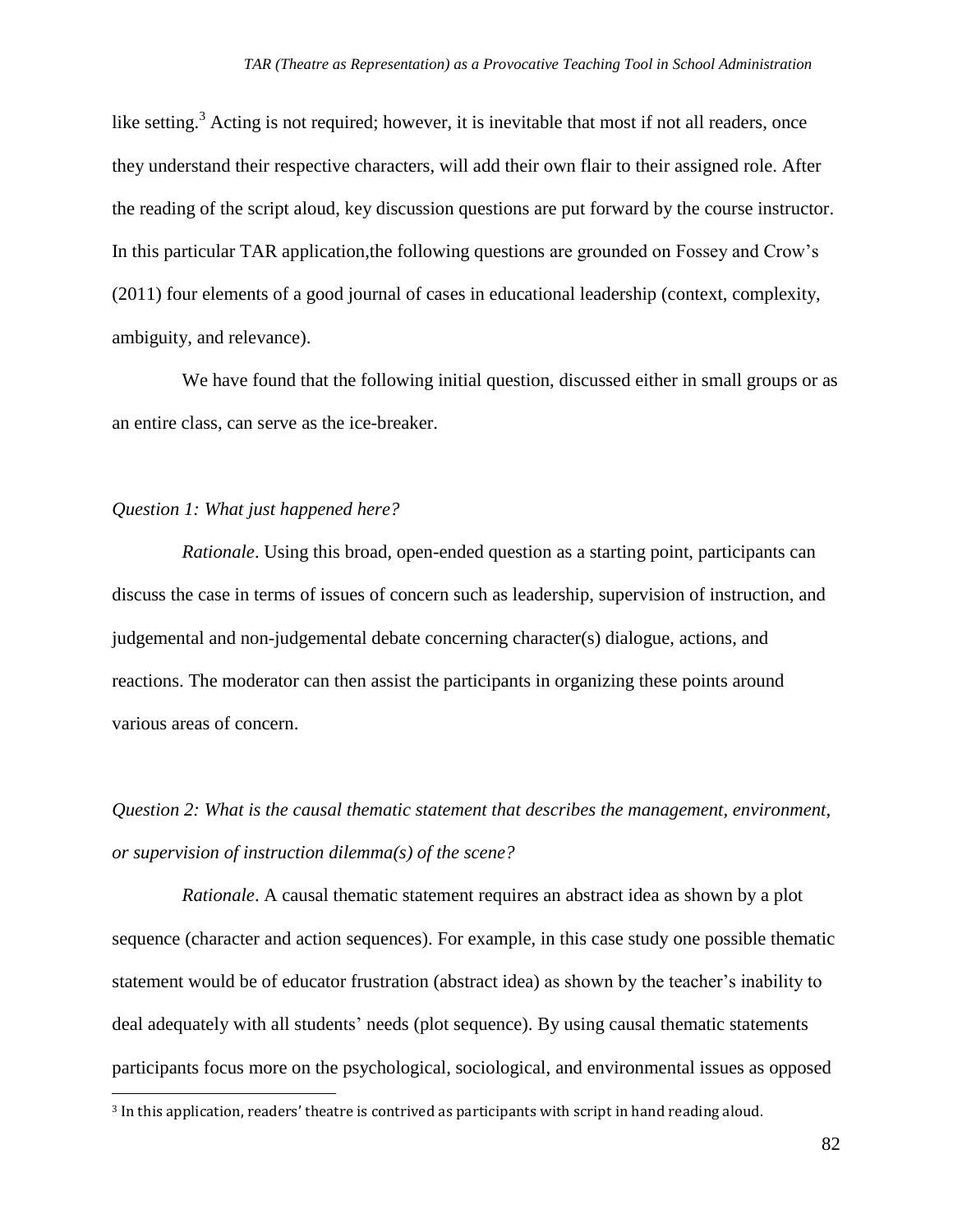like setting.[3] Acting is not required; however, it is inevitable that most if not all readers, once they understand their respective characters, will add their own flair to their assigned role. After the reading of the script aloud, key discussion questions are put forward by the course instructor. In this particular TAR application,the following questions are grounded on Fossey and Crow's (2011) four elements of a good journal of cases in educational leadership (context, complexity, ambiguity, and relevance).

We have found that the following initial question, discussed either in small groups or as an entire class, can serve as the ice-breaker.

*Question 1: What just happened here?*

*Rationale*. Using this broad, open-ended question as a starting point, participants can discuss the case in terms of issues of concern such as leadership, supervision of instruction, and judgemental and non-judgemental debate concerning character(s) dialogue, actions, and reactions. The moderator can then assist the participants in organizing these points around various areas of concern.

*Question 2: What is the causal thematic statement that describes the management, environment, or supervision of instruction dilemma(s) of the scene?*

*Rationale*. A causal thematic statement requires an abstract idea as shown by a plot sequence (character and action sequences). For example, in this case study one possible thematic statement would be of educator frustration (abstract idea) as shown by the teacher's inability to deal adequately with all students' needs (plot sequence). By using causal thematic statements participants focus more on the psychological, sociological, and environmental issues as opposed

[3] In this application, readers' theatre is contrived as participants with script in hand reading aloud.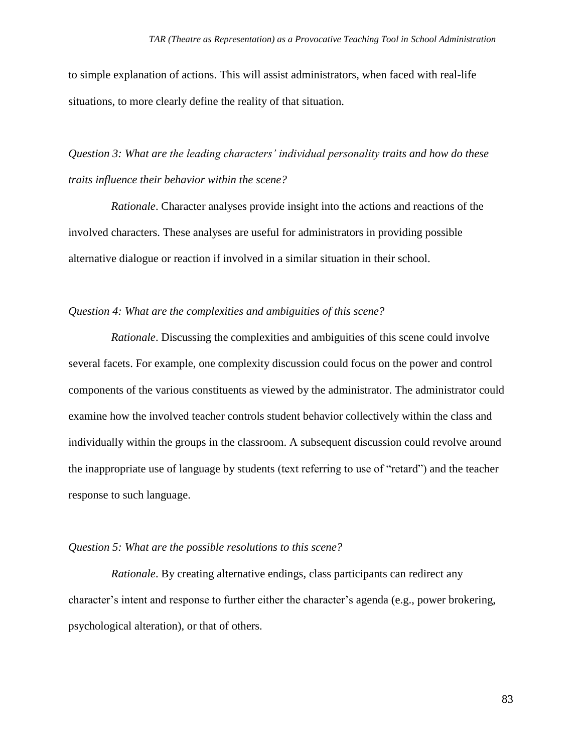to simple explanation of actions. This will assist administrators, when faced with real-life situations, to more clearly define the reality of that situation.

*Question 3: What are the leading characters' individual personality traits and how do these traits influence their behavior within the scene?*

*Rationale*. Character analyses provide insight into the actions and reactions of the involved characters. These analyses are useful for administrators in providing possible alternative dialogue or reaction if involved in a similar situation in their school.

*Question 4: What are the complexities and ambiguities of this scene?*

*Rationale*. Discussing the complexities and ambiguities of this scene could involve several facets. For example, one complexity discussion could focus on the power and control components of the various constituents as viewed by the administrator. The administrator could examine how the involved teacher controls student behavior collectively within the class and individually within the groups in the classroom. A subsequent discussion could revolve around the inappropriate use of language by students (text referring to use of "retard") and the teacher response to such language.

*Question 5: What are the possible resolutions to this scene?*

*Rationale*. By creating alternative endings, class participants can redirect any character's intent and response to further either the character's agenda (e.g., power brokering, psychological alteration), or that of others.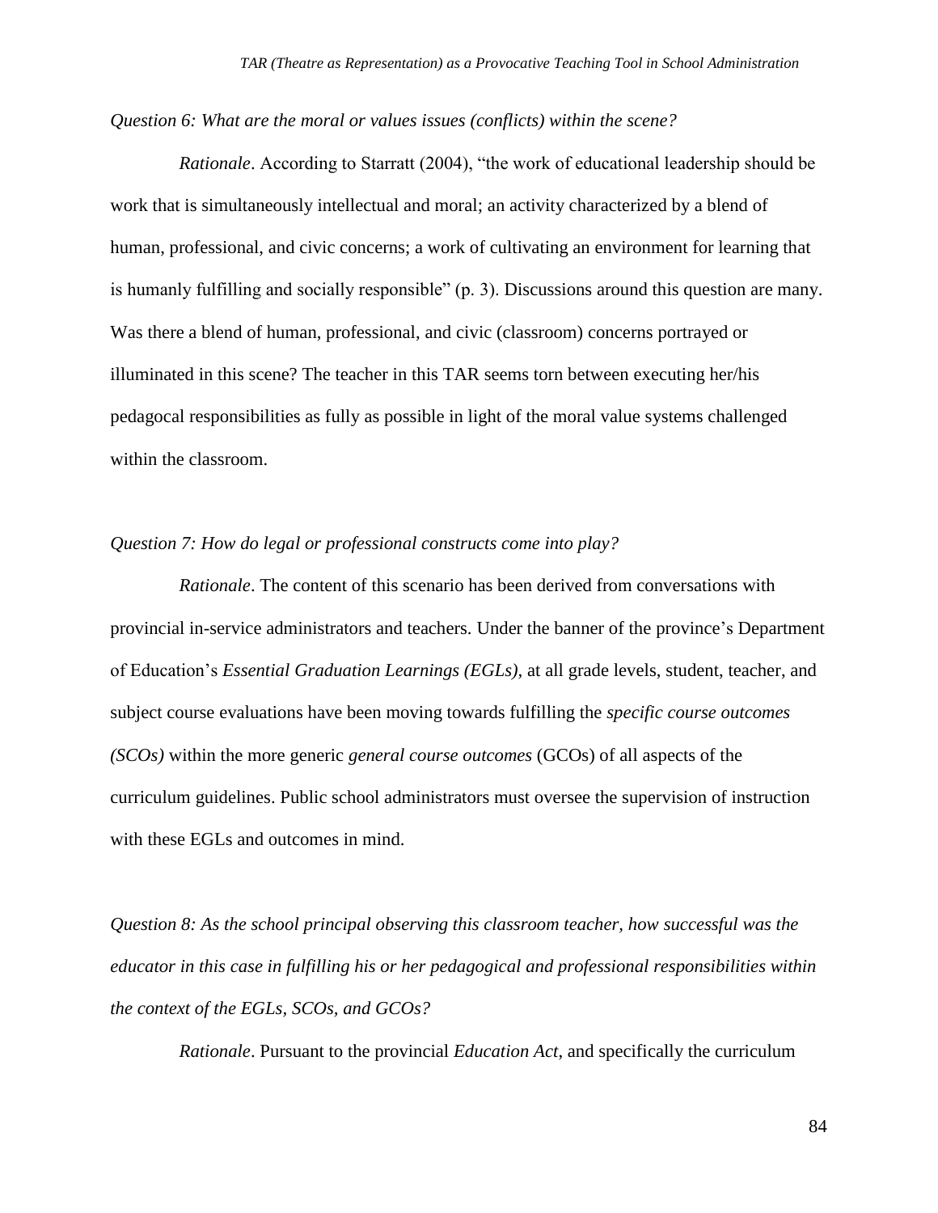*Question 6: What are the moral or values issues (conflicts) within the scene?*

*Rationale*. According to Starratt (2004), "the work of educational leadership should be work that is simultaneously intellectual and moral; an activity characterized by a blend of human, professional, and civic concerns; a work of cultivating an environment for learning that is humanly fulfilling and socially responsible" (p. 3). Discussions around this question are many. Was there a blend of human, professional, and civic (classroom) concerns portrayed or illuminated in this scene? The teacher in this TAR seems torn between executing her/his pedagocal responsibilities as fully as possible in light of the moral value systems challenged within the classroom.

*Question 7: How do legal or professional constructs come into play?*

*Rationale*. The content of this scenario has been derived from conversations with provincial in-service administrators and teachers. Under the banner of the province's Department of Education's *Essential Graduation Learnings (EGLs)*, at all grade levels, student, teacher, and subject course evaluations have been moving towards fulfilling the *specific course outcomes (SCOs)* within the more generic *general course outcomes* (GCOs) of all aspects of the curriculum guidelines. Public school administrators must oversee the supervision of instruction with these EGLs and outcomes in mind.

*Question 8: As the school principal observing this classroom teacher, how successful was the educator in this case in fulfilling his or her pedagogical and professional responsibilities within the context of the EGLs, SCOs, and GCOs?*

*Rationale*. Pursuant to the provincial *Education Act*, and specifically the curriculum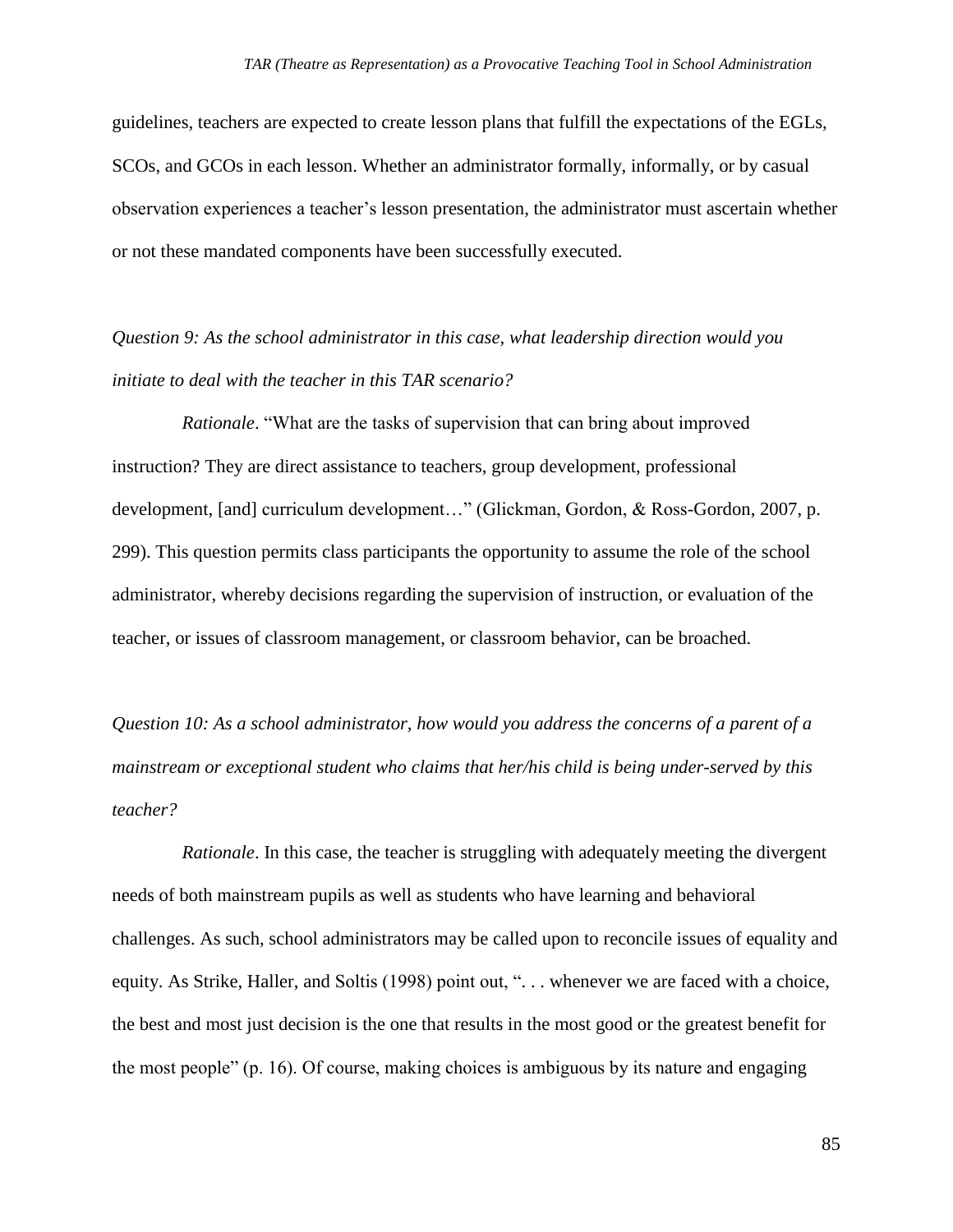guidelines, teachers are expected to create lesson plans that fulfill the expectations of the EGLs, SCOs, and GCOs in each lesson. Whether an administrator formally, informally, or by casual observation experiences a teacher's lesson presentation, the administrator must ascertain whether or not these mandated components have been successfully executed.

*Question 9: As the school administrator in this case, what leadership direction would you initiate to deal with the teacher in this TAR scenario?*

*Rationale*. "What are the tasks of supervision that can bring about improved instruction? They are direct assistance to teachers, group development, professional development, [and] curriculum development…" (Glickman, Gordon, & Ross-Gordon, 2007, p. 299). This question permits class participants the opportunity to assume the role of the school administrator, whereby decisions regarding the supervision of instruction, or evaluation of the teacher, or issues of classroom management, or classroom behavior, can be broached.

*Question 10: As a school administrator, how would you address the concerns of a parent of a mainstream or exceptional student who claims that her/his child is being under-served by this teacher?*

*Rationale*. In this case, the teacher is struggling with adequately meeting the divergent needs of both mainstream pupils as well as students who have learning and behavioral challenges. As such, school administrators may be called upon to reconcile issues of equality and equity. As Strike, Haller, and Soltis (1998) point out, ". . . whenever we are faced with a choice, the best and most just decision is the one that results in the most good or the greatest benefit for the most people" (p. 16). Of course, making choices is ambiguous by its nature and engaging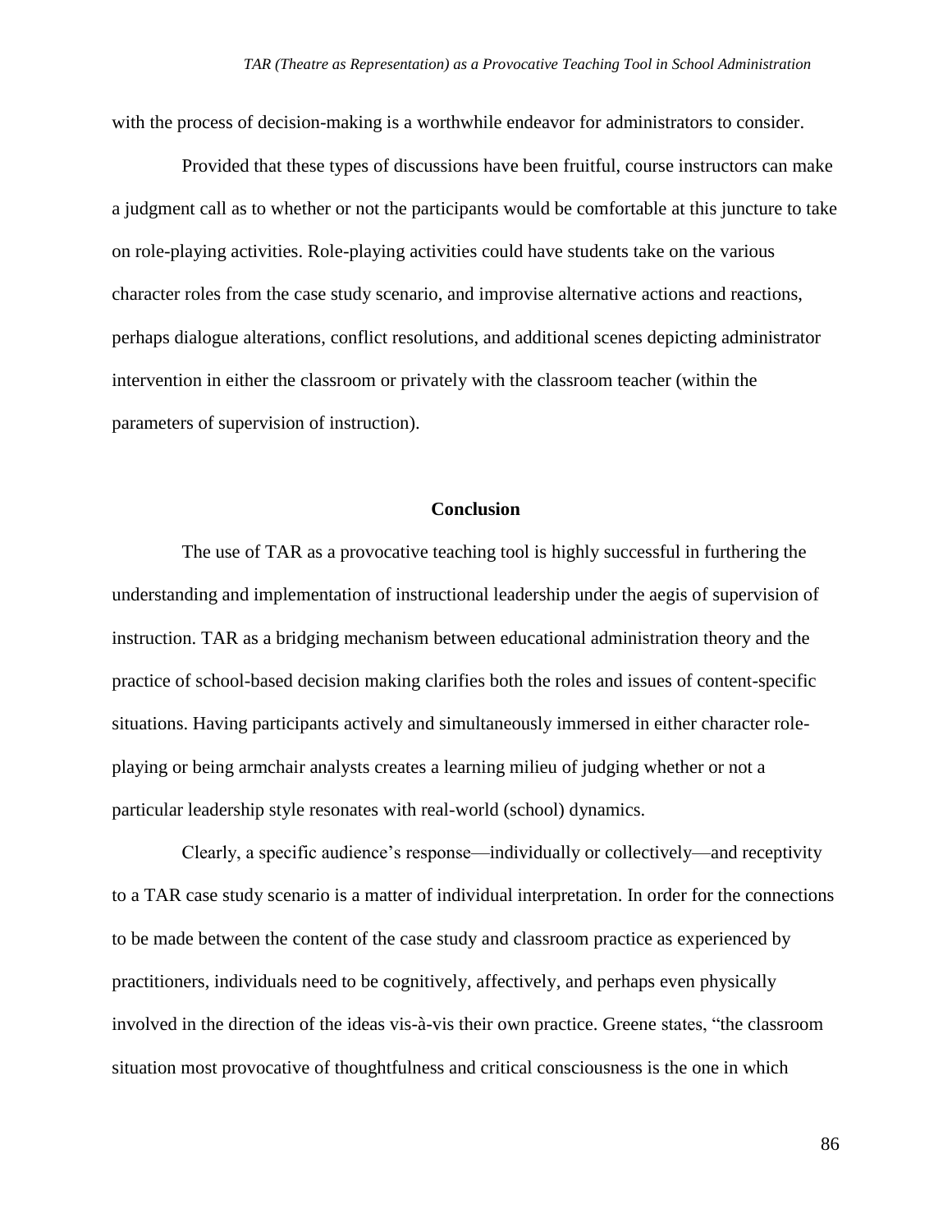with the process of decision-making is a worthwhile endeavor for administrators to consider.

Provided that these types of discussions have been fruitful, course instructors can make a judgment call as to whether or not the participants would be comfortable at this juncture to take on role-playing activities. Role-playing activities could have students take on the various character roles from the case study scenario, and improvise alternative actions and reactions, perhaps dialogue alterations, conflict resolutions, and additional scenes depicting administrator intervention in either the classroom or privately with the classroom teacher (within the parameters of supervision of instruction).

## Conclusion

The use of TAR as a provocative teaching tool is highly successful in furthering the understanding and implementation of instructional leadership under the aegis of supervision of instruction. TAR as a bridging mechanism between educational administration theory and the practice of school-based decision making clarifies both the roles and issues of content-specific situations. Having participants actively and simultaneously immersed in either character role-playing or being armchair analysts creates a learning milieu of judging whether or not a particular leadership style resonates with real-world (school) dynamics.

Clearly, a specific audience's response—individually or collectively—and receptivity to a TAR case study scenario is a matter of individual interpretation. In order for the connections to be made between the content of the case study and classroom practice as experienced by practitioners, individuals need to be cognitively, affectively, and perhaps even physically involved in the direction of the ideas vis-à-vis their own practice. Greene states, "the classroom situation most provocative of thoughtfulness and critical consciousness is the one in which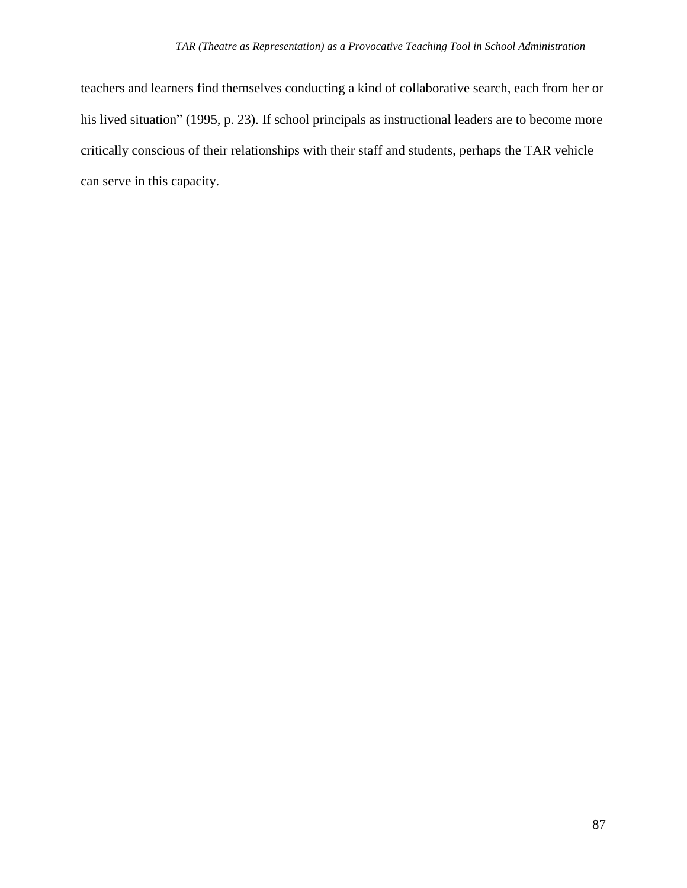teachers and learners find themselves conducting a kind of collaborative search, each from her or his lived situation" (1995, p. 23). If school principals as instructional leaders are to become more critically conscious of their relationships with their staff and students, perhaps the TAR vehicle can serve in this capacity.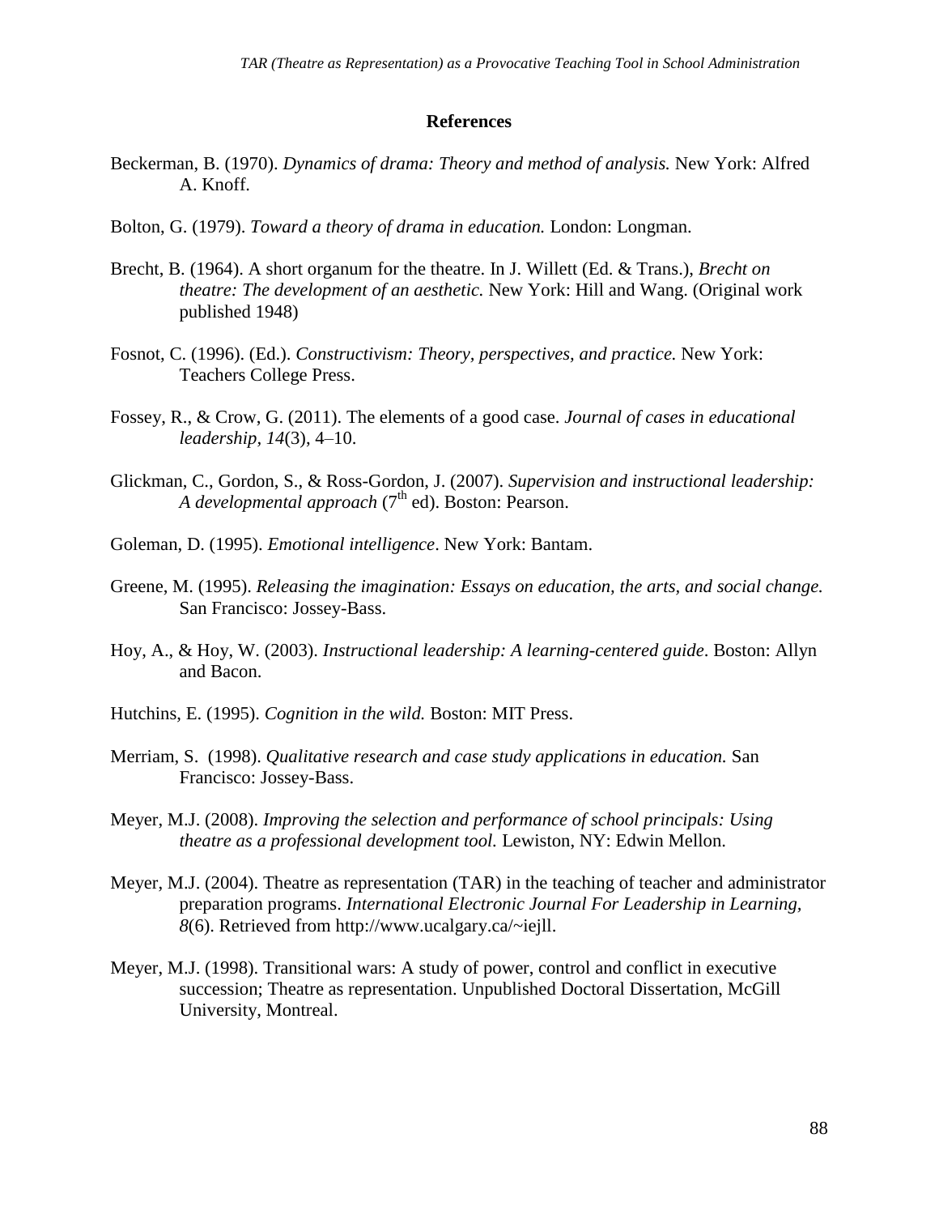## References

Beckerman, B. (1970). *Dynamics of drama: Theory and method of analysis.* New York: Alfred A. Knoff.

Bolton, G. (1979). *Toward a theory of drama in education.* London: Longman.

Brecht, B. (1964). A short organum for the theatre. In J. Willett (Ed. & Trans.), *Brecht on theatre: The development of an aesthetic.* New York: Hill and Wang. (Original work published 1948)

Fosnot, C. (1996). (Ed.). *Constructivism: Theory, perspectives, and practice.* New York: Teachers College Press.

Fossey, R., & Crow, G. (2011). The elements of a good case. *Journal of cases in educational leadership, 14*(3), 4–10.

Glickman, C., Gordon, S., & Ross-Gordon, J. (2007). *Supervision and instructional leadership: A developmental approach* (7th ed). Boston: Pearson.

Goleman, D. (1995). *Emotional intelligence*. New York: Bantam.

Greene, M. (1995). *Releasing the imagination: Essays on education, the arts, and social change.* San Francisco: Jossey-Bass.

Hoy, A., & Hoy, W. (2003). *Instructional leadership: A learning-centered guide*. Boston: Allyn and Bacon.

Hutchins, E. (1995). *Cognition in the wild.* Boston: MIT Press.

Merriam, S. (1998). *Qualitative research and case study applications in education.* San Francisco: Jossey-Bass.

Meyer, M.J. (2008). *Improving the selection and performance of school principals: Using theatre as a professional development tool.* Lewiston, NY: Edwin Mellon.

Meyer, M.J. (2004). Theatre as representation (TAR) in the teaching of teacher and administrator preparation programs. *International Electronic Journal For Leadership in Learning, 8*(6). Retrieved from http://www.ucalgary.ca/~iejll.

Meyer, M.J. (1998). Transitional wars: A study of power, control and conflict in executive succession; Theatre as representation. Unpublished Doctoral Dissertation, McGill University, Montreal.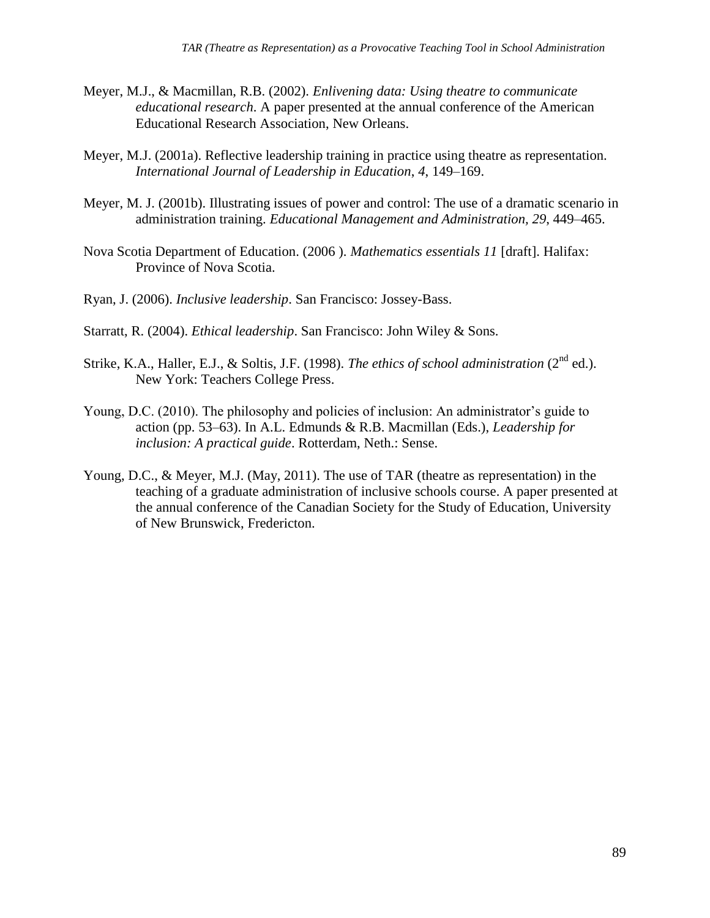Meyer, M.J., & Macmillan, R.B. (2002). *Enlivening data: Using theatre to communicate educational research*. A paper presented at the annual conference of the American Educational Research Association, New Orleans.

Meyer, M.J. (2001a). Reflective leadership training in practice using theatre as representation. *International Journal of Leadership in Education*, *4*, 149–169.

Meyer, M. J. (2001b). Illustrating issues of power and control: The use of a dramatic scenario in administration training. *Educational Management and Administration, 29*, 449–465.

Nova Scotia Department of Education. (2006 ). *Mathematics essentials 11* [draft]. Halifax: Province of Nova Scotia.

Ryan, J. (2006). *Inclusive leadership*. San Francisco: Jossey-Bass.

Starratt, R. (2004). *Ethical leadership*. San Francisco: John Wiley & Sons.

Strike, K.A., Haller, E.J., & Soltis, J.F. (1998). *The ethics of school administration* (2nd ed.). New York: Teachers College Press.

Young, D.C. (2010). The philosophy and policies of inclusion: An administrator's guide to action (pp. 53–63). In A.L. Edmunds & R.B. Macmillan (Eds.), *Leadership for inclusion: A practical guide*. Rotterdam, Neth.: Sense.

Young, D.C., & Meyer, M.J. (May, 2011). The use of TAR (theatre as representation) in the teaching of a graduate administration of inclusive schools course. A paper presented at the annual conference of the Canadian Society for the Study of Education, University of New Brunswick, Fredericton.